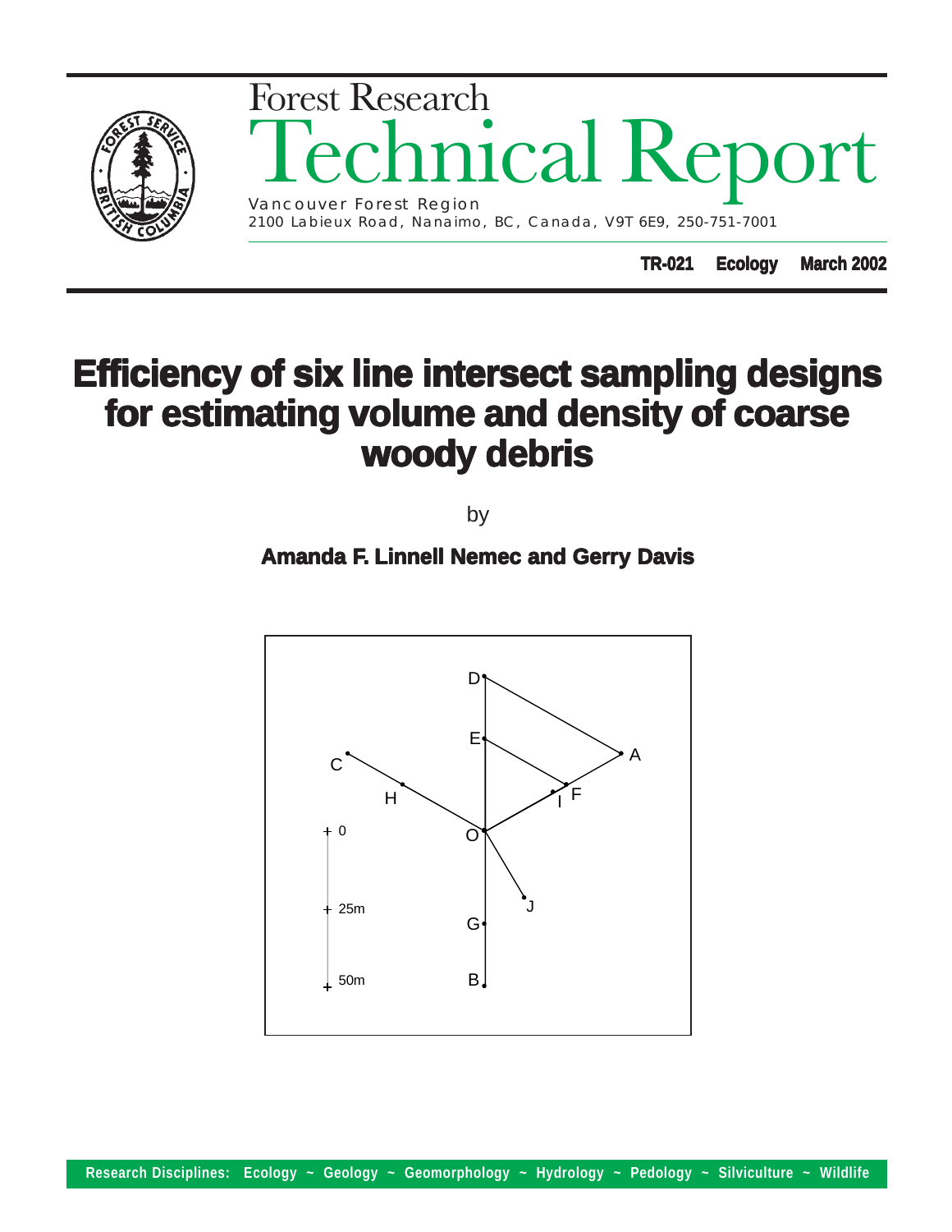Forest Research

# Technical Report

Vancouver Forest Region
2100 Labieux Road, Nanaimo, BC, Canada, V9T 6E9, 250-751-7001

**TR-021 Ecology March 2002**

# Efficiency of six line intersect sampling designs for estimating volume and density of coarse woody debris

by

**Amanda F. Linnell Nemec and Gerry Davis**

Research Disciplines: Ecology ~ Geology ~ Geomorphology ~ Hydrology ~ Pedology ~ Silviculture ~ Wildlife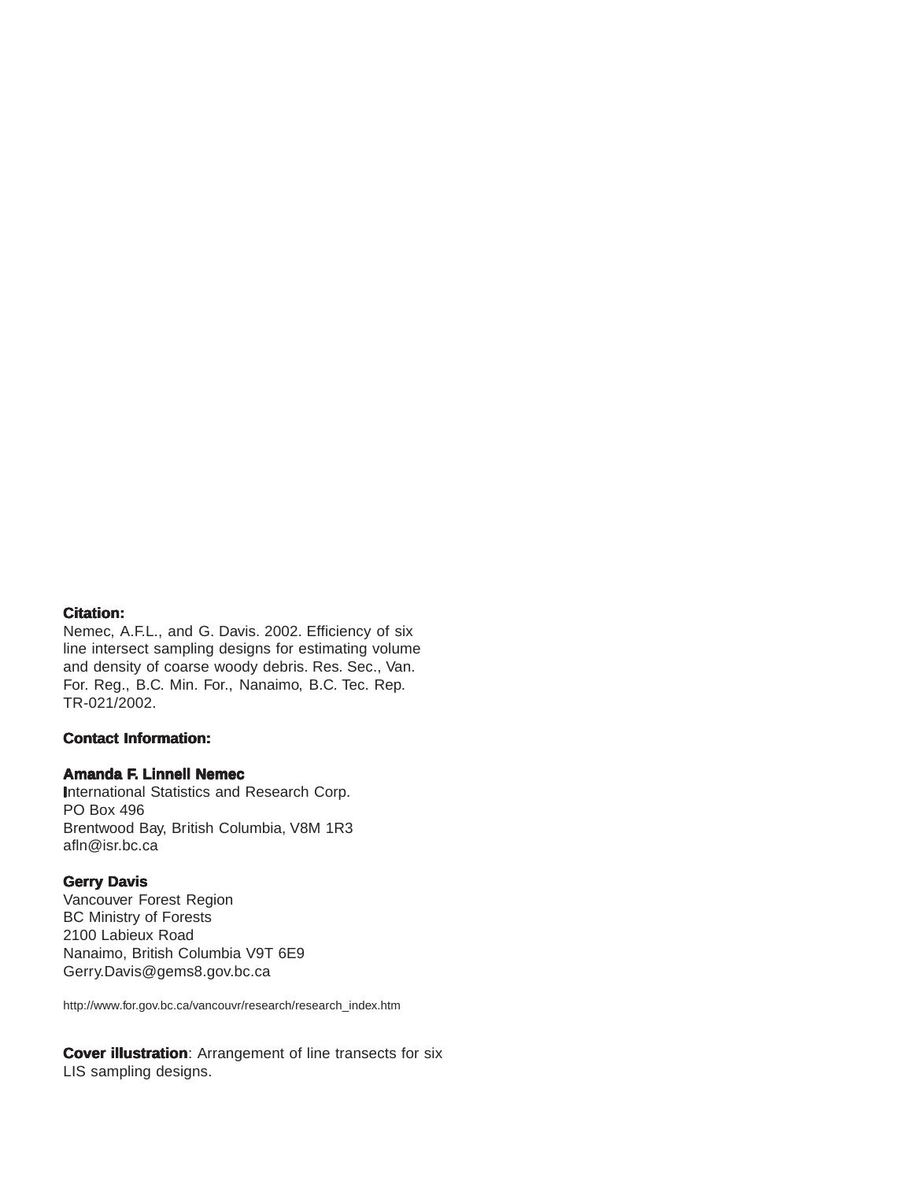**Citation:**
Nemec, A.F.L., and G. Davis. 2002. Efficiency of six line intersect sampling designs for estimating volume and density of coarse woody debris. Res. Sec., Van. For. Reg., B.C. Min. For., Nanaimo, B.C. Tec. Rep. TR-021/2002.

**Contact Information:**

**Amanda F. Linnell Nemec**
International Statistics and Research Corp.
PO Box 496
Brentwood Bay, British Columbia, V8M 1R3
afln@isr.bc.ca

**Gerry Davis**
Vancouver Forest Region
BC Ministry of Forests
2100 Labieux Road
Nanaimo, British Columbia V9T 6E9
Gerry.Davis@gems8.gov.bc.ca

http://www.for.gov.bc.ca/vancouvr/research/research_index.htm

**Cover illustration**: Arrangement of line transects for six LIS sampling designs.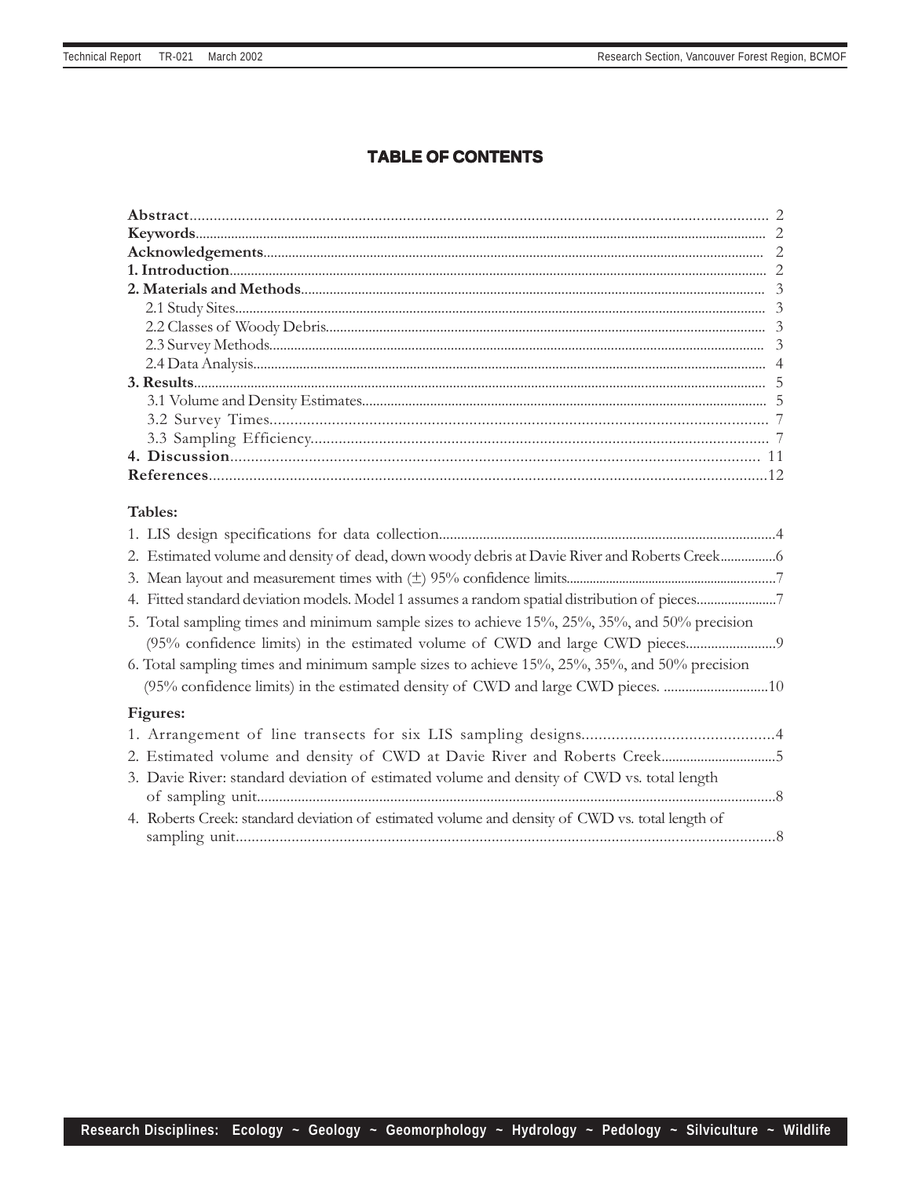# TABLE OF CONTENTS

**Abstract** .......... 2
**Keywords** .......... 2
**Acknowledgements** .......... 2
**1. Introduction** .......... 2
**2. Materials and Methods** .......... 3
- 2.1 Study Sites .......... 3
- 2.2 Classes of Woody Debris .......... 3
- 2.3 Survey Methods .......... 3
- 2.4 Data Analysis .......... 4

**3. Results** .......... 5
- 3.1 Volume and Density Estimates .......... 5
- 3.2 Survey Times .......... 7
- 3.3 Sampling Efficiency .......... 7

**4. Discussion** .......... 11
**References** .......... 12

**Tables:**

1. LIS design specifications for data collection .......... 4
2. Estimated volume and density of dead, down woody debris at Davie River and Roberts Creek .......... 6
3. Mean layout and measurement times with (±) 95% confidence limits .......... 7
4. Fitted standard deviation models. Model 1 assumes a random spatial distribution of pieces .......... 7
5. Total sampling times and minimum sample sizes to achieve 15%, 25%, 35%, and 50% precision (95% confidence limits) in the estimated volume of CWD and large CWD pieces .......... 9
6. Total sampling times and minimum sample sizes to achieve 15%, 25%, 35%, and 50% precision (95% confidence limits) in the estimated density of CWD and large CWD pieces. .......... 10

**Figures:**

1. Arrangement of line transects for six LIS sampling designs .......... 4
2. Estimated volume and density of CWD at Davie River and Roberts Creek .......... 5
3. Davie River: standard deviation of estimated volume and density of CWD vs. total length of sampling unit .......... 8
4. Roberts Creek: standard deviation of estimated volume and density of CWD vs. total length of sampling unit .......... 8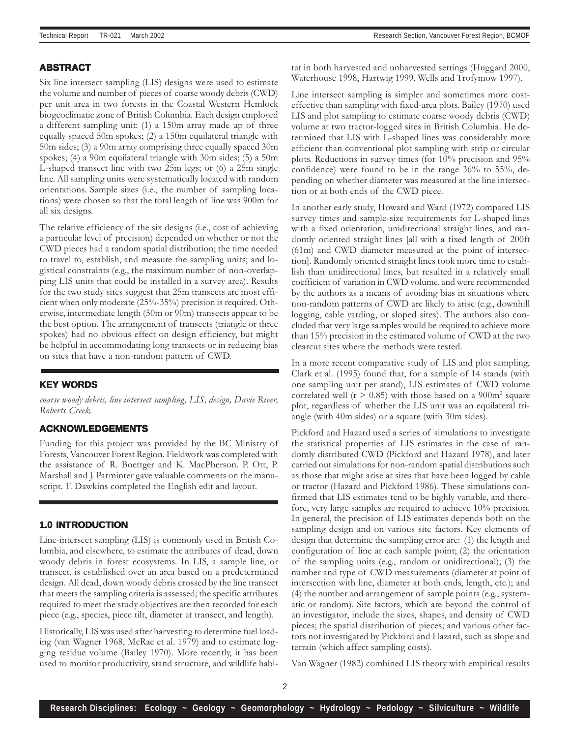## ABSTRACT

Six line intersect sampling (LIS) designs were used to estimate the volume and number of pieces of coarse woody debris (CWD) per unit area in two forests in the Coastal Western Hemlock biogeoclimatic zone of British Columbia. Each design employed a different sampling unit: (1) a 150m array made up of three equally spaced 50m spokes; (2) a 150m equilateral triangle with 50m sides; (3) a 90m array comprising three equally spaced 30m spokes; (4) a 90m equilateral triangle with 30m sides; (5) a 50m L-shaped transect line with two 25m legs; or (6) a 25m single line. All sampling units were systematically located with random orientations. Sample sizes (i.e., the number of sampling locations) were chosen so that the total length of line was 900m for all six designs.

The relative efficiency of the six designs (i.e., cost of achieving a particular level of precision) depended on whether or not the CWD pieces had a random spatial distribution; the time needed to travel to, establish, and measure the sampling units; and logistical constraints (e.g., the maximum number of non-overlapping LIS units that could be installed in a survey area). Results for the two study sites suggest that 25m transects are most efficient when only moderate (25%-35%) precision is required. Otherwise, intermediate length (50m or 90m) transects appear to be the best option. The arrangement of transects (triangle or three spokes) had no obvious effect on design efficiency, but might be helpful in accommodating long transects or in reducing bias on sites that have a non-random pattern of CWD.

## KEY WORDS

*coarse woody debris, line intersect sampling, LIS, design, Davie River, Roberts Creek.*

## ACKNOWLEDGEMENTS

Funding for this project was provided by the BC Ministry of Forests, Vancouver Forest Region. Fieldwork was completed with the assistance of R. Boettger and K. MacPherson. P. Ott, P. Marshall and J. Parminter gave valuable comments on the manuscript. F. Dawkins completed the English edit and layout.

## 1.0 INTRODUCTION

Line-intersect sampling (LIS) is commonly used in British Columbia, and elsewhere, to estimate the attributes of dead, down woody debris in forest ecosystems. In LIS, a sample line, or transect, is established over an area based on a predetermined design. All dead, down woody debris crossed by the line transect that meets the sampling criteria is assessed; the specific attributes required to meet the study objectives are then recorded for each piece (e.g., species, piece tilt, diameter at transect, and length).

Historically, LIS was used after harvesting to determine fuel loading (van Wagner 1968, McRae et al. 1979) and to estimate logging residue volume (Bailey 1970). More recently, it has been used to monitor productivity, stand structure, and wildlife habitat in both harvested and unharvested settings (Huggard 2000, Waterhouse 1998, Hartwig 1999, Wells and Trofymow 1997).

Line intersect sampling is simpler and sometimes more cost-effective than sampling with fixed-area plots. Bailey (1970) used LIS and plot sampling to estimate coarse woody debris (CWD) volume at two tractor-logged sites in British Columbia. He determined that LIS with L-shaped lines was considerably more efficient than conventional plot sampling with strip or circular plots. Reductions in survey times (for 10% precision and 95% confidence) were found to be in the range 36% to 55%, depending on whether diameter was measured at the line intersection or at both ends of the CWD piece.

In another early study, Howard and Ward (1972) compared LIS survey times and sample-size requirements for L-shaped lines with a fixed orientation, unidirectional straight lines, and randomly oriented straight lines [all with a fixed length of 200ft (61m) and CWD diameter measured at the point of intersection]. Randomly oriented straight lines took more time to establish than unidirectional lines, but resulted in a relatively small coefficient of variation in CWD volume, and were recommended by the authors as a means of avoiding bias in situations where non-random patterns of CWD are likely to arise (e.g., downhill logging, cable yarding, or sloped sites). The authors also concluded that very large samples would be required to achieve more than 15% precision in the estimated volume of CWD at the two clearcut sites where the methods were tested.

In a more recent comparative study of LIS and plot sampling, Clark et al. (1995) found that, for a sample of 14 stands (with one sampling unit per stand), LIS estimates of CWD volume correlated well ($r > 0.85$) with those based on a $900m^2$ square plot, regardless of whether the LIS unit was an equilateral triangle (with 40m sides) or a square (with 30m sides).

Pickford and Hazard used a series of simulations to investigate the statistical properties of LIS estimates in the case of randomly distributed CWD (Pickford and Hazard 1978), and later carried out simulations for non-random spatial distributions such as those that might arise at sites that have been logged by cable or tractor (Hazard and Pickford 1986). These simulations confirmed that LIS estimates tend to be highly variable, and therefore, very large samples are required to achieve 10% precision. In general, the precision of LIS estimates depends both on the sampling design and on various site factors. Key elements of design that determine the sampling error are: (1) the length and configuration of line at each sample point; (2) the orientation of the sampling units (e.g., random or unidirectional); (3) the number and type of CWD measurements (diameter at point of intersection with line, diameter at both ends, length, etc.); and (4) the number and arrangement of sample points (e.g., systematic or random). Site factors, which are beyond the control of an investigator, include the sizes, shapes, and density of CWD pieces; the spatial distribution of pieces; and various other factors not investigated by Pickford and Hazard, such as slope and terrain (which affect sampling costs).

Van Wagner (1982) combined LIS theory with empirical results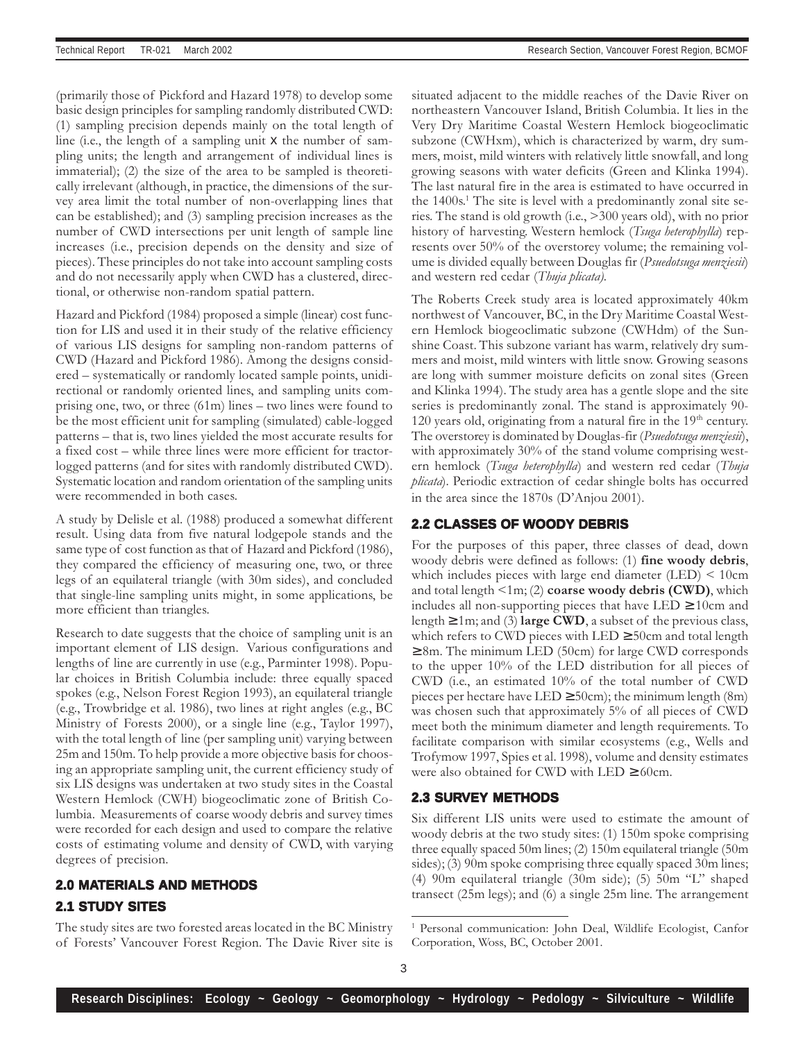(primarily those of Pickford and Hazard 1978) to develop some basic design principles for sampling randomly distributed CWD: (1) sampling precision depends mainly on the total length of line (i.e., the length of a sampling unit x the number of sampling units; the length and arrangement of individual lines is immaterial); (2) the size of the area to be sampled is theoretically irrelevant (although, in practice, the dimensions of the survey area limit the total number of non-overlapping lines that can be established); and (3) sampling precision increases as the number of CWD intersections per unit length of sample line increases (i.e., precision depends on the density and size of pieces). These principles do not take into account sampling costs and do not necessarily apply when CWD has a clustered, directional, or otherwise non-random spatial pattern.

Hazard and Pickford (1984) proposed a simple (linear) cost function for LIS and used it in their study of the relative efficiency of various LIS designs for sampling non-random patterns of CWD (Hazard and Pickford 1986). Among the designs considered – systematically or randomly located sample points, unidirectional or randomly oriented lines, and sampling units comprising one, two, or three (61m) lines – two lines were found to be the most efficient unit for sampling (simulated) cable-logged patterns – that is, two lines yielded the most accurate results for a fixed cost – while three lines were more efficient for tractor-logged patterns (and for sites with randomly distributed CWD). Systematic location and random orientation of the sampling units were recommended in both cases.

A study by Delisle et al. (1988) produced a somewhat different result. Using data from five natural lodgepole stands and the same type of cost function as that of Hazard and Pickford (1986), they compared the efficiency of measuring one, two, or three legs of an equilateral triangle (with 30m sides), and concluded that single-line sampling units might, in some applications, be more efficient than triangles.

Research to date suggests that the choice of sampling unit is an important element of LIS design. Various configurations and lengths of line are currently in use (e.g., Parminter 1998). Popular choices in British Columbia include: three equally spaced spokes (e.g., Nelson Forest Region 1993), an equilateral triangle (e.g., Trowbridge et al. 1986), two lines at right angles (e.g., BC Ministry of Forests 2000), or a single line (e.g., Taylor 1997), with the total length of line (per sampling unit) varying between 25m and 150m. To help provide a more objective basis for choosing an appropriate sampling unit, the current efficiency study of six LIS designs was undertaken at two study sites in the Coastal Western Hemlock (CWH) biogeoclimatic zone of British Columbia. Measurements of coarse woody debris and survey times were recorded for each design and used to compare the relative costs of estimating volume and density of CWD, with varying degrees of precision.

## 2.0 MATERIALS AND METHODS

### 2.1 STUDY SITES

The study sites are two forested areas located in the BC Ministry of Forests' Vancouver Forest Region. The Davie River site is situated adjacent to the middle reaches of the Davie River on northeastern Vancouver Island, British Columbia. It lies in the Very Dry Maritime Coastal Western Hemlock biogeoclimatic subzone (CWHxm), which is characterized by warm, dry summers, moist, mild winters with relatively little snowfall, and long growing seasons with water deficits (Green and Klinka 1994). The last natural fire in the area is estimated to have occurred in the 1400s.[1] The site is level with a predominantly zonal site series. The stand is old growth (i.e., >300 years old), with no prior history of harvesting. Western hemlock (*Tsuga heterophylla*) represents over 50% of the overstorey volume; the remaining volume is divided equally between Douglas fir (*Psuedotsuga menziesii*) and western red cedar (*Thuja plicata).*

The Roberts Creek study area is located approximately 40km northwest of Vancouver, BC, in the Dry Maritime Coastal Western Hemlock biogeoclimatic subzone (CWHdm) of the Sunshine Coast. This subzone variant has warm, relatively dry summers and moist, mild winters with little snow. Growing seasons are long with summer moisture deficits on zonal sites (Green and Klinka 1994). The study area has a gentle slope and the site series is predominantly zonal. The stand is approximately 90-120 years old, originating from a natural fire in the 19th century. The overstorey is dominated by Douglas-fir (*Psuedotsuga menziesii*), with approximately 30% of the stand volume comprising western hemlock (*Tsuga heterophylla*) and western red cedar (*Thuja plicata*). Periodic extraction of cedar shingle bolts has occurred in the area since the 1870s (D'Anjou 2001).

### 2.2 CLASSES OF WOODY DEBRIS

For the purposes of this paper, three classes of dead, down woody debris were defined as follows: (1) **fine woody debris**, which includes pieces with large end diameter (LED) < 10cm and total length <1m; (2) **coarse woody debris (CWD)**, which includes all non-supporting pieces that have LED ≥10cm and length ≥1m; and (3) **large CWD**, a subset of the previous class, which refers to CWD pieces with LED ≥50cm and total length ≥8m. The minimum LED (50cm) for large CWD corresponds to the upper 10% of the LED distribution for all pieces of CWD (i.e., an estimated 10% of the total number of CWD pieces per hectare have LED ≥50cm); the minimum length (8m) was chosen such that approximately 5% of all pieces of CWD meet both the minimum diameter and length requirements. To facilitate comparison with similar ecosystems (e.g., Wells and Trofymow 1997, Spies et al. 1998), volume and density estimates were also obtained for CWD with LED ≥60cm.

### 2.3 SURVEY METHODS

Six different LIS units were used to estimate the amount of woody debris at the two study sites: (1) 150m spoke comprising three equally spaced 50m lines; (2) 150m equilateral triangle (50m sides); (3) 90m spoke comprising three equally spaced 30m lines; (4) 90m equilateral triangle (30m side); (5) 50m "L" shaped transect (25m legs); and (6) a single 25m line. The arrangement

[1] Personal communication: John Deal, Wildlife Ecologist, Canfor Corporation, Woss, BC, October 2001.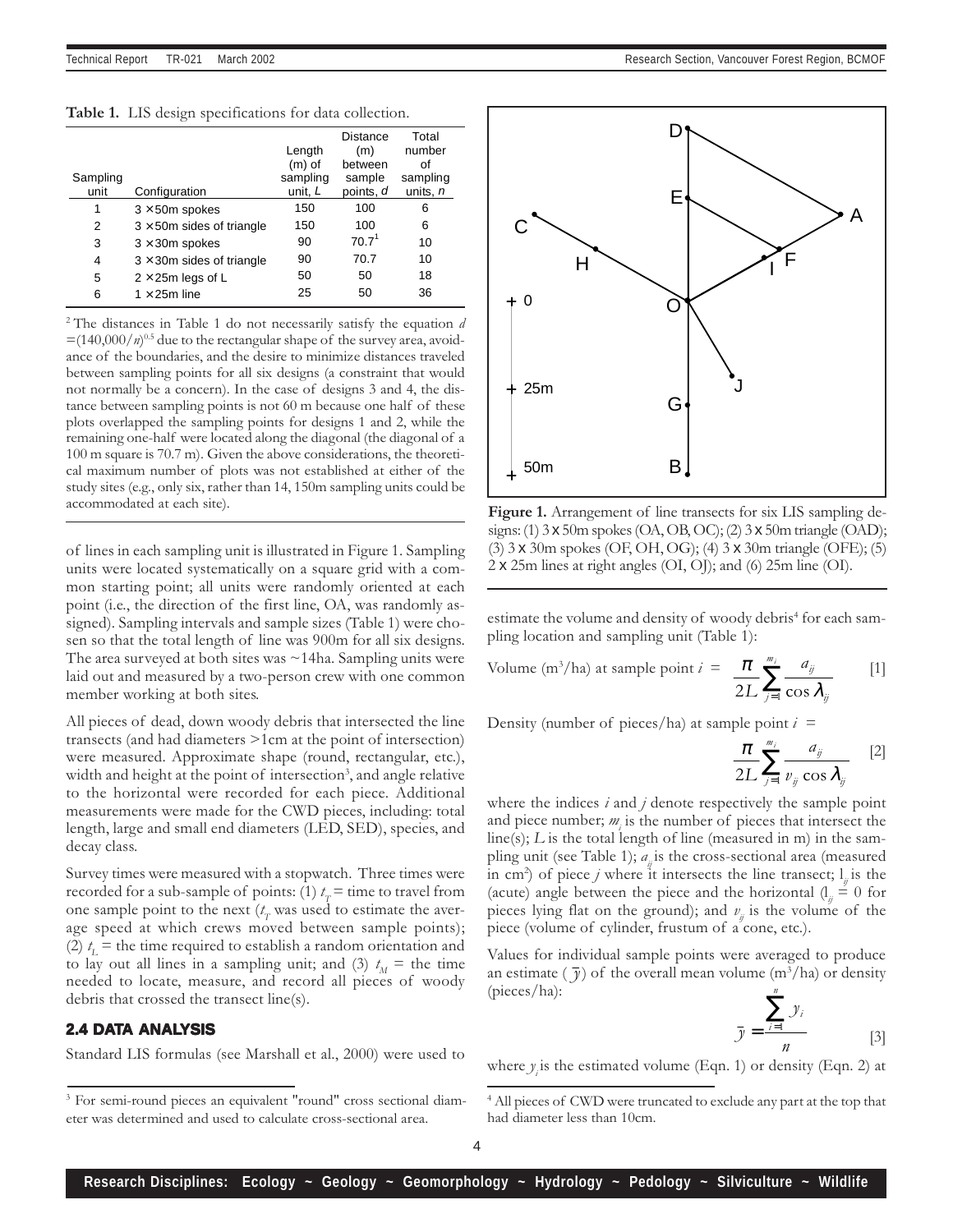**Table 1.** LIS design specifications for data collection.

| Sampling unit | Configuration | Length (m) of sampling unit, $L$ | Distance (m) between sample points, $d$ | Total number of sampling units, $n$ |
|---|---|---|---|---|
| 1 | 3 × 50m spokes | 150 | 100 | 6 |
| 2 | 3 × 50m sides of triangle | 150 | 100 | 6 |
| 3 | 3 × 30m spokes | 90 | 70.7[1] | 10 |
| 4 | 3 × 30m sides of triangle | 90 | 70.7 | 10 |
| 5 | 2 × 25m legs of L | 50 | 50 | 18 |
| 6 | 1 × 25m line | 25 | 50 | 36 |

[2] The distances in Table 1 do not necessarily satisfy the equation $d = (140{,}000/n)^{0.5}$ due to the rectangular shape of the survey area, avoidance of the boundaries, and the desire to minimize distances traveled between sampling points for all six designs (a constraint that would not normally be a concern). In the case of designs 3 and 4, the distance between sampling points is not 60 m because one half of these plots overlapped the sampling points for designs 1 and 2, while the remaining one-half were located along the diagonal (the diagonal of a 100 m square is 70.7 m). Given the above considerations, the theoretical maximum number of plots was not established at either of the study sites (e.g., only six, rather than 14, 150m sampling units could be accommodated at each site).

of lines in each sampling unit is illustrated in Figure 1. Sampling units were located systematically on a square grid with a common starting point; all units were randomly oriented at each point (i.e., the direction of the first line, OA, was randomly assigned). Sampling intervals and sample sizes (Table 1) were chosen so that the total length of line was 900m for all six designs. The area surveyed at both sites was ~14ha. Sampling units were laid out and measured by a two-person crew with one common member working at both sites.

All pieces of dead, down woody debris that intersected the line transects (and had diameters >1cm at the point of intersection) were measured. Approximate shape (round, rectangular, etc.), width and height at the point of intersection[3], and angle relative to the horizontal were recorded for each piece. Additional measurements were made for the CWD pieces, including: total length, large and small end diameters (LED, SED), species, and decay class.

Survey times were measured with a stopwatch. Three times were recorded for a sub-sample of points: (1) $t_T$ = time to travel from one sample point to the next ($t_T$ was used to estimate the average speed at which crews moved between sample points); (2) $t_L$ = the time required to establish a random orientation and to lay out all lines in a sampling unit; and (3) $t_M$ = the time needed to locate, measure, and record all pieces of woody debris that crossed the transect line(s).

### 2.4 DATA ANALYSIS

Standard LIS formulas (see Marshall et al., 2000) were used to estimate the volume and density of woody debris[4] for each sampling location and sampling unit (Table 1):

Volume (m³/ha) at sample point $i$ =

$$\frac{\pi}{2L}\sum_{j=1}^{m_i}\frac{a_{ij}}{\cos\lambda_{ij}} \qquad [1]$$

Density (number of pieces/ha) at sample point $i$ =

$$\frac{\pi}{2L}\sum_{j=1}^{m_i}\frac{a_{ij}}{v_{ij}\cos\lambda_{ij}} \qquad [2]$$

where the indices $i$ and $j$ denote respectively the sample point and piece number; $m_i$ is the number of pieces that intersect the line(s); $L$ is the total length of line (measured in m) in the sampling unit (see Table 1); $a_{ij}$ is the cross-sectional area (measured in cm²) of piece $j$ where it intersects the line transect; $\lambda_{ij}$ is the (acute) angle between the piece and the horizontal ($\lambda_{ij}$ = 0 for pieces lying flat on the ground); and $v_{ij}$ is the volume of the piece (volume of cylinder, frustum of a cone, etc.).

Values for individual sample points were averaged to produce an estimate ($\bar{y}$) of the overall mean volume (m³/ha) or density (pieces/ha):

$$\bar{y} = \frac{\sum_{i=1}^{n} y_i}{n} \qquad [3]$$

where $y_i$ is the estimated volume (Eqn. 1) or density (Eqn. 2) at

Figure 1. Arrangement of line transects for six LIS sampling designs: (1) 3 x 50m spokes (OA, OB, OC); (2) 3 x 50m triangle (OAD); (3) 3 x 30m spokes (OF, OH, OG); (4) 3 x 30m triangle (OFE); (5) 2 x 25m lines at right angles (OI, OJ); and (6) 25m line (OI).

[3] For semi-round pieces an equivalent "round" cross sectional diameter was determined and used to calculate cross-sectional area.

[4] All pieces of CWD were truncated to exclude any part at the top that had diameter less than 10cm.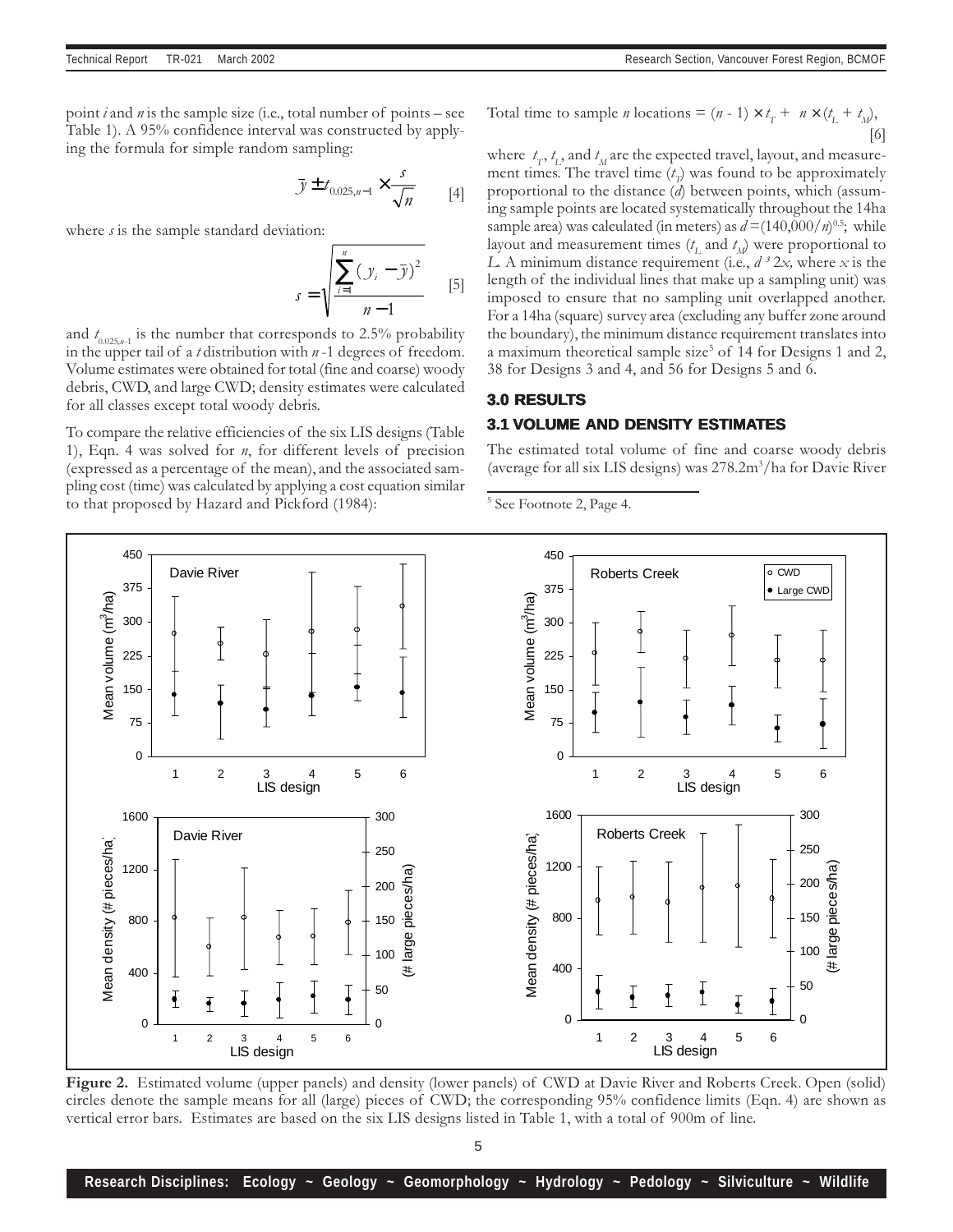point $i$ and $n$ is the sample size (i.e., total number of points – see Table 1). A 95% confidence interval was constructed by applying the formula for simple random sampling:

$$\bar{y} \pm t_{0.025,n-1} \times \frac{s}{\sqrt{n}} \qquad [4]$$

where $s$ is the sample standard deviation:

$$s = \sqrt{\frac{\sum_{i=1}^{n}(y_i - \bar{y})^2}{n-1}} \qquad [5]$$

and $t_{0.025,n-1}$ is the number that corresponds to 2.5% probability in the upper tail of a $t$ distribution with $n$-1 degrees of freedom. Volume estimates were obtained for total (fine and coarse) woody debris, CWD, and large CWD; density estimates were calculated for all classes except total woody debris.

To compare the relative efficiencies of the six LIS designs (Table 1), Eqn. 4 was solved for $n$, for different levels of precision (expressed as a percentage of the mean), and the associated sampling cost (time) was calculated by applying a cost equation similar to that proposed by Hazard and Pickford (1984):

$$\text{Total time to sample } n \text{ locations} = (n - 1) \times t_T + n \times (t_L + t_M), \qquad [6]$$

where $t_T$, $t_L$, and $t_M$ are the expected travel, layout, and measurement times. The travel time ($t_T$) was found to be approximately proportional to the distance ($d$) between points, which (assuming sample points are located systematically throughout the 14ha sample area) was calculated (in meters) as $d = (140{,}000/n)^{0.5}$; while layout and measurement times ($t_L$ and $t_M$) were proportional to $L$. A minimum distance requirement (i.e., $d \geq 2x$, where $x$ is the length of the individual lines that make up a sampling unit) was imposed to ensure that no sampling unit overlapped another. For a 14ha (square) survey area (excluding any buffer zone around the boundary), the minimum distance requirement translates into a maximum theoretical sample size[5] of 14 for Designs 1 and 2, 38 for Designs 3 and 4, and 56 for Designs 5 and 6.

## 3.0 RESULTS

### 3.1 VOLUME AND DENSITY ESTIMATES

The estimated total volume of fine and coarse woody debris (average for all six LIS designs) was 278.2m³/ha for Davie River

[5] See Footnote 2, Page 4.

**Figure 2.** Estimated volume (upper panels) and density (lower panels) of CWD at Davie River and Roberts Creek. Open (solid) circles denote the sample means for all (large) pieces of CWD; the corresponding 95% confidence limits (Eqn. 4) are shown as vertical error bars. Estimates are based on the six LIS designs listed in Table 1, with a total of 900m of line.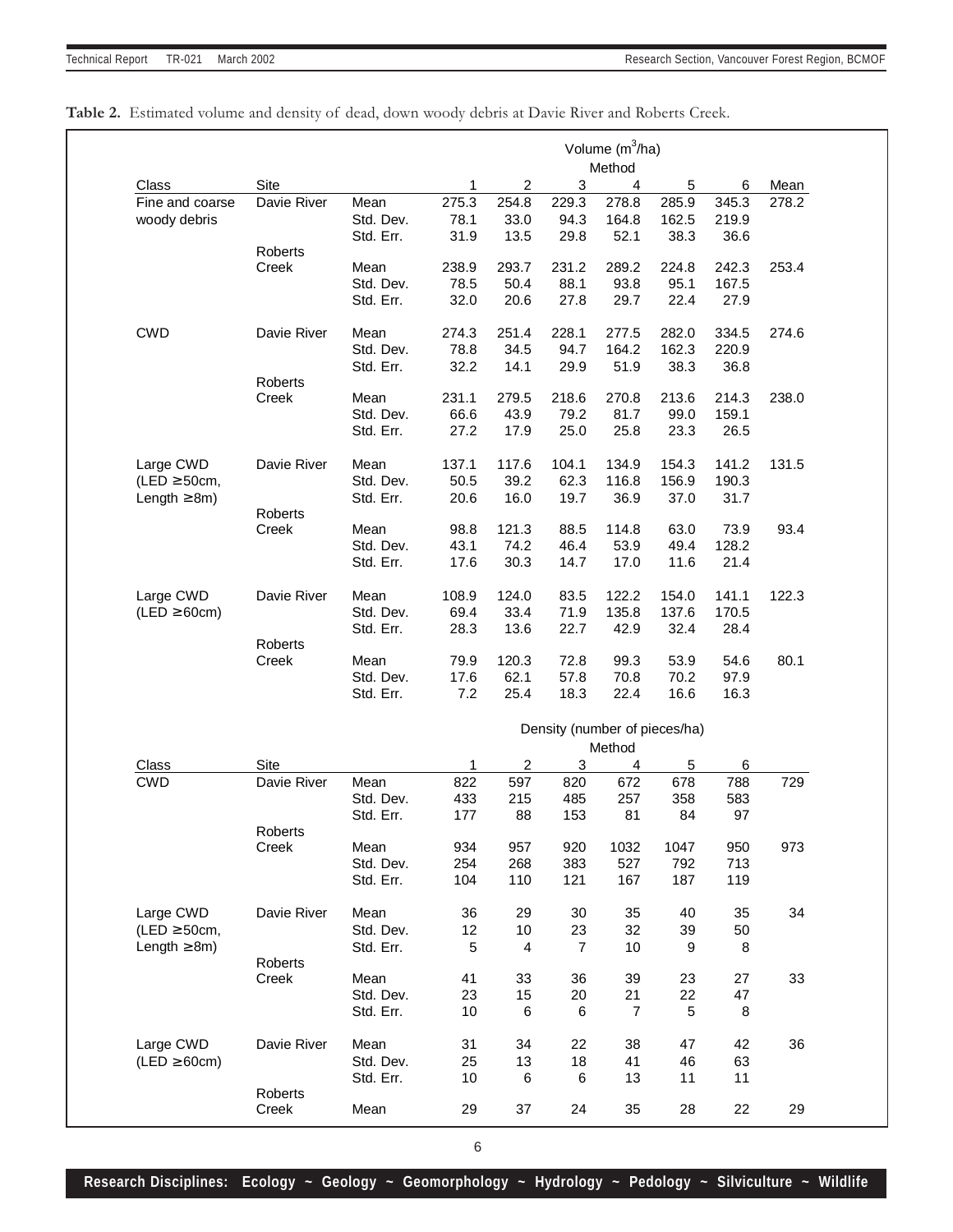**Table 2.** Estimated volume and density of dead, down woody debris at Davie River and Roberts Creek.

| | | | Volume ($m^3$/ha) | | | | | | |
|---|---|---|---|---|---|---|---|---|---|
| | | | Method | | | | | | |
| Class | Site | | 1 | 2 | 3 | 4 | 5 | 6 | Mean |
| Fine and coarse woody debris | Davie River | Mean | 275.3 | 254.8 | 229.3 | 278.8 | 285.9 | 345.3 | 278.2 |
| | | Std. Dev. | 78.1 | 33.0 | 94.3 | 164.8 | 162.5 | 219.9 | |
| | | Std. Err. | 31.9 | 13.5 | 29.8 | 52.1 | 38.3 | 36.6 | |
| | Roberts Creek | Mean | 238.9 | 293.7 | 231.2 | 289.2 | 224.8 | 242.3 | 253.4 |
| | | Std. Dev. | 78.5 | 50.4 | 88.1 | 93.8 | 95.1 | 167.5 | |
| | | Std. Err. | 32.0 | 20.6 | 27.8 | 29.7 | 22.4 | 27.9 | |
| CWD | Davie River | Mean | 274.3 | 251.4 | 228.1 | 277.5 | 282.0 | 334.5 | 274.6 |
| | | Std. Dev. | 78.8 | 34.5 | 94.7 | 164.2 | 162.3 | 220.9 | |
| | | Std. Err. | 32.2 | 14.1 | 29.9 | 51.9 | 38.3 | 36.8 | |
| | Roberts Creek | Mean | 231.1 | 279.5 | 218.6 | 270.8 | 213.6 | 214.3 | 238.0 |
| | | Std. Dev. | 66.6 | 43.9 | 79.2 | 81.7 | 99.0 | 159.1 | |
| | | Std. Err. | 27.2 | 17.9 | 25.0 | 25.8 | 23.3 | 26.5 | |
| Large CWD (LED ≥50cm, Length ≥8m) | Davie River | Mean | 137.1 | 117.6 | 104.1 | 134.9 | 154.3 | 141.2 | 131.5 |
| | | Std. Dev. | 50.5 | 39.2 | 62.3 | 116.8 | 156.9 | 190.3 | |
| | | Std. Err. | 20.6 | 16.0 | 19.7 | 36.9 | 37.0 | 31.7 | |
| | Roberts Creek | Mean | 98.8 | 121.3 | 88.5 | 114.8 | 63.0 | 73.9 | 93.4 |
| | | Std. Dev. | 43.1 | 74.2 | 46.4 | 53.9 | 49.4 | 128.2 | |
| | | Std. Err. | 17.6 | 30.3 | 14.7 | 17.0 | 11.6 | 21.4 | |
| Large CWD (LED ≥60cm) | Davie River | Mean | 108.9 | 124.0 | 83.5 | 122.2 | 154.0 | 141.1 | 122.3 |
| | | Std. Dev. | 69.4 | 33.4 | 71.9 | 135.8 | 137.6 | 170.5 | |
| | | Std. Err. | 28.3 | 13.6 | 22.7 | 42.9 | 32.4 | 28.4 | |
| | Roberts Creek | Mean | 79.9 | 120.3 | 72.8 | 99.3 | 53.9 | 54.6 | 80.1 |
| | | Std. Dev. | 17.6 | 62.1 | 57.8 | 70.8 | 70.2 | 97.9 | |
| | | Std. Err. | 7.2 | 25.4 | 18.3 | 22.4 | 16.6 | 16.3 | |

| | | | Density (number of pieces/ha) | | | | | | |
|---|---|---|---|---|---|---|---|---|---|
| | | | Method | | | | | | |
| Class | Site | | 1 | 2 | 3 | 4 | 5 | 6 | |
| CWD | Davie River | Mean | 822 | 597 | 820 | 672 | 678 | 788 | 729 |
| | | Std. Dev. | 433 | 215 | 485 | 257 | 358 | 583 | |
| | | Std. Err. | 177 | 88 | 153 | 81 | 84 | 97 | |
| | Roberts Creek | Mean | 934 | 957 | 920 | 1032 | 1047 | 950 | 973 |
| | | Std. Dev. | 254 | 268 | 383 | 527 | 792 | 713 | |
| | | Std. Err. | 104 | 110 | 121 | 167 | 187 | 119 | |
| Large CWD (LED ≥50cm, Length ≥8m) | Davie River | Mean | 36 | 29 | 30 | 35 | 40 | 35 | 34 |
| | | Std. Dev. | 12 | 10 | 23 | 32 | 39 | 50 | |
| | | Std. Err. | 5 | 4 | 7 | 10 | 9 | 8 | |
| | Roberts Creek | Mean | 41 | 33 | 36 | 39 | 23 | 27 | 33 |
| | | Std. Dev. | 23 | 15 | 20 | 21 | 22 | 47 | |
| | | Std. Err. | 10 | 6 | 6 | 7 | 5 | 8 | |
| Large CWD (LED ≥60cm) | Davie River | Mean | 31 | 34 | 22 | 38 | 47 | 42 | 36 |
| | | Std. Dev. | 25 | 13 | 18 | 41 | 46 | 63 | |
| | | Std. Err. | 10 | 6 | 6 | 13 | 11 | 11 | |
| | Roberts Creek | Mean | 29 | 37 | 24 | 35 | 28 | 22 | 29 |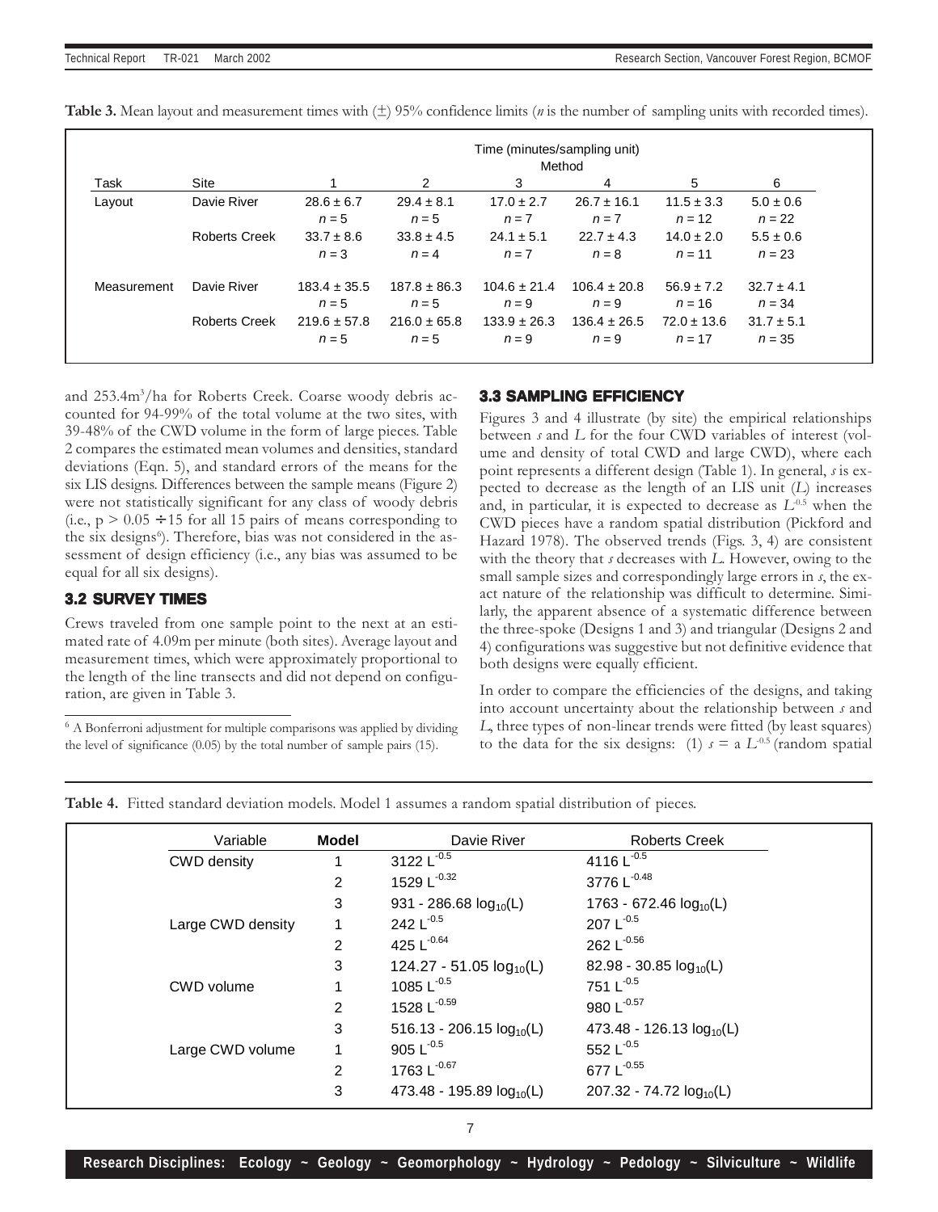**Table 3.** Mean layout and measurement times with (±) 95% confidence limits (*n* is the number of sampling units with recorded times).

| Task | Site | Time (minutes/sampling unit) Method 1 | 2 | 3 | 4 | 5 | 6 |
|---|---|---|---|---|---|---|---|
| Layout | Davie River | 28.6 ± 6.7<br>$n = 5$ | 29.4 ± 8.1<br>$n = 5$ | 17.0 ± 2.7<br>$n = 7$ | 26.7 ± 16.1<br>$n = 7$ | 11.5 ± 3.3<br>$n = 12$ | 5.0 ± 0.6<br>$n = 22$ |
| | Roberts Creek | 33.7 ± 8.6<br>$n = 3$ | 33.8 ± 4.5<br>$n = 4$ | 24.1 ± 5.1<br>$n = 7$ | 22.7 ± 4.3<br>$n = 8$ | 14.0 ± 2.0<br>$n = 11$ | 5.5 ± 0.6<br>$n = 23$ |
| Measurement | Davie River | 183.4 ± 35.5<br>$n = 5$ | 187.8 ± 86.3<br>$n = 5$ | 104.6 ± 21.4<br>$n = 9$ | 106.4 ± 20.8<br>$n = 9$ | 56.9 ± 7.2<br>$n = 16$ | 32.7 ± 4.1<br>$n = 34$ |
| | Roberts Creek | 219.6 ± 57.8<br>$n = 5$ | 216.0 ± 65.8<br>$n = 5$ | 133.9 ± 26.3<br>$n = 9$ | 136.4 ± 26.5<br>$n = 9$ | 72.0 ± 13.6<br>$n = 17$ | 31.7 ± 5.1<br>$n = 35$ |

and 253.4m$^3$/ha for Roberts Creek. Coarse woody debris accounted for 94-99% of the total volume at the two sites, with 39-48% of the CWD volume in the form of large pieces. Table 2 compares the estimated mean volumes and densities, standard deviations (Eqn. 5), and standard errors of the means for the six LIS designs. Differences between the sample means (Figure 2) were not statistically significant for any class of woody debris (i.e., $p > 0.05 \div 15$ for all 15 pairs of means corresponding to the six designs[6]). Therefore, bias was not considered in the assessment of design efficiency (i.e., any bias was assumed to be equal for all six designs).

### 3.2 SURVEY TIMES

Crews traveled from one sample point to the next at an estimated rate of 4.09m per minute (both sites). Average layout and measurement times, which were approximately proportional to the length of the line transects and did not depend on configuration, are given in Table 3.

[6] A Bonferroni adjustment for multiple comparisons was applied by dividing the level of significance (0.05) by the total number of sample pairs (15).

### 3.3 SAMPLING EFFICIENCY

Figures 3 and 4 illustrate (by site) the empirical relationships between $s$ and $L$ for the four CWD variables of interest (volume and density of total CWD and large CWD), where each point represents a different design (Table 1). In general, $s$ is expected to decrease as the length of an LIS unit ($L$) increases and, in particular, it is expected to decrease as $L^{-0.5}$ when the CWD pieces have a random spatial distribution (Pickford and Hazard 1978). The observed trends (Figs. 3, 4) are consistent with the theory that $s$ decreases with $L$. However, owing to the small sample sizes and correspondingly large errors in $s$, the exact nature of the relationship was difficult to determine. Similarly, the apparent absence of a systematic difference between the three-spoke (Designs 1 and 3) and triangular (Designs 2 and 4) configurations was suggestive but not definitive evidence that both designs were equally efficient.

In order to compare the efficiencies of the designs, and taking into account uncertainty about the relationship between $s$ and $L$, three types of non-linear trends were fitted (by least squares) to the data for the six designs: (1) $s = a\,L^{-0.5}$ (random spatial

**Table 4.** Fitted standard deviation models. Model 1 assumes a random spatial distribution of pieces.

| Variable | Model | Davie River | Roberts Creek |
|---|---|---|---|
| CWD density | 1 | $3122\,L^{-0.5}$ | $4116\,L^{-0.5}$ |
| | 2 | $1529\,L^{-0.32}$ | $3776\,L^{-0.48}$ |
| | 3 | $931 - 286.68\log_{10}(L)$ | $1763 - 672.46\log_{10}(L)$ |
| Large CWD density | 1 | $242\,L^{-0.5}$ | $207\,L^{-0.5}$ |
| | 2 | $425\,L^{-0.64}$ | $262\,L^{-0.56}$ |
| | 3 | $124.27 - 51.05\log_{10}(L)$ | $82.98 - 30.85\log_{10}(L)$ |
| CWD volume | 1 | $1085\,L^{-0.5}$ | $751\,L^{-0.5}$ |
| | 2 | $1528\,L^{-0.59}$ | $980\,L^{-0.57}$ |
| | 3 | $516.13 - 206.15\log_{10}(L)$ | $473.48 - 126.13\log_{10}(L)$ |
| Large CWD volume | 1 | $905\,L^{-0.5}$ | $552\,L^{-0.5}$ |
| | 2 | $1763\,L^{-0.67}$ | $677\,L^{-0.55}$ |
| | 3 | $473.48 - 195.89\log_{10}(L)$ | $207.32 - 74.72\log_{10}(L)$ |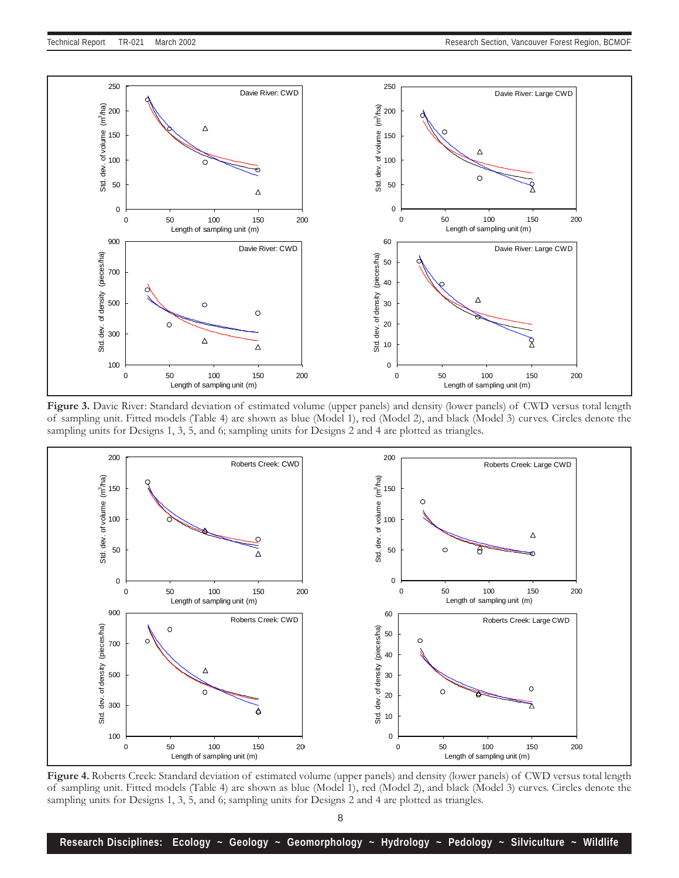**Figure 3.** Davie River: Standard deviation of estimated volume (upper panels) and density (lower panels) of CWD versus total length of sampling unit. Fitted models (Table 4) are shown as blue (Model 1), red (Model 2), and black (Model 3) curves. Circles denote the sampling units for Designs 1, 3, 5, and 6; sampling units for Designs 2 and 4 are plotted as triangles.

**Figure 4.** Roberts Creek: Standard deviation of estimated volume (upper panels) and density (lower panels) of CWD versus total length of sampling unit. Fitted models (Table 4) are shown as blue (Model 1), red (Model 2), and black (Model 3) curves. Circles denote the sampling units for Designs 1, 3, 5, and 6; sampling units for Designs 2 and 4 are plotted as triangles.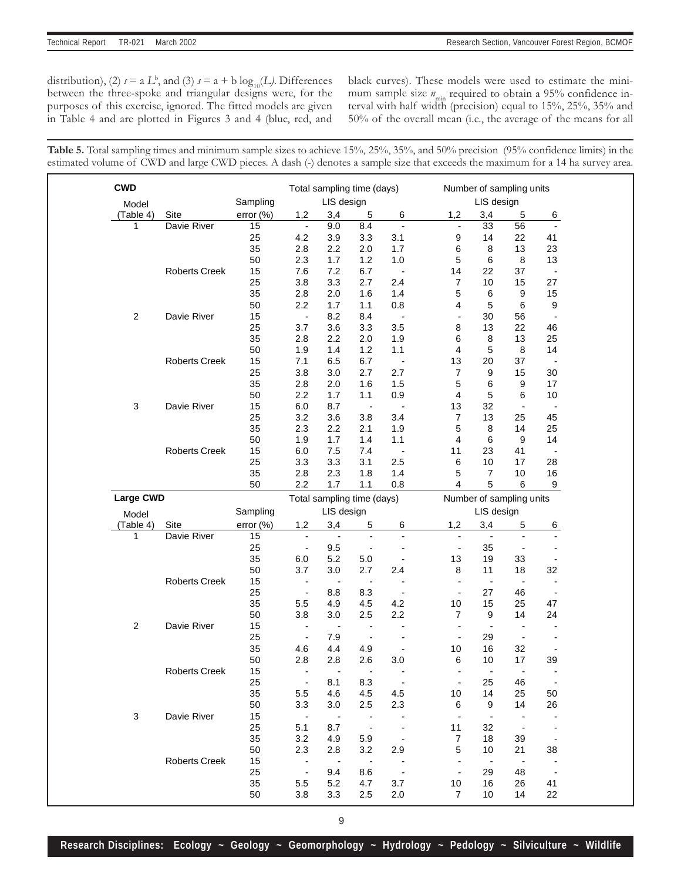distribution), (2) $s = a\,L^b$, and (3) $s = a + b\log_{10}(L)$. Differences between the three-spoke and triangular designs were, for the purposes of this exercise, ignored. The fitted models are given in Table 4 and are plotted in Figures 3 and 4 (blue, red, and black curves). These models were used to estimate the minimum sample size $n_{min}$ required to obtain a 95% confidence interval with half width (precision) equal to 15%, 25%, 35% and 50% of the overall mean (i.e., the average of the means for all

**Table 5.** Total sampling times and minimum sample sizes to achieve 15%, 25%, 35%, and 50% precision (95% confidence limits) in the estimated volume of CWD and large CWD pieces. A dash (-) denotes a sample size that exceeds the maximum for a 14 ha survey area.

| **CWD** | | | Total sampling time (days) | | | | Number of sampling units | | | |
|---|---|---|---|---|---|---|---|---|---|---|
| Model | | Sampling | LIS design | | | | LIS design | | | |
| (Table 4) | Site | error (%) | 1,2 | 3,4 | 5 | 6 | 1,2 | 3,4 | 5 | 6 |
| 1 | Davie River | 15 | - | 9.0 | 8.4 | - | - | 33 | 56 | - |
| | | 25 | 4.2 | 3.9 | 3.3 | 3.1 | 9 | 14 | 22 | 41 |
| | | 35 | 2.8 | 2.2 | 2.0 | 1.7 | 6 | 8 | 13 | 23 |
| | | 50 | 2.3 | 1.7 | 1.2 | 1.0 | 5 | 6 | 8 | 13 |
| | Roberts Creek | 15 | 7.6 | 7.2 | 6.7 | - | 14 | 22 | 37 | - |
| | | 25 | 3.8 | 3.3 | 2.7 | 2.4 | 7 | 10 | 15 | 27 |
| | | 35 | 2.8 | 2.0 | 1.6 | 1.4 | 5 | 6 | 9 | 15 |
| | | 50 | 2.2 | 1.7 | 1.1 | 0.8 | 4 | 5 | 6 | 9 |
| 2 | Davie River | 15 | - | 8.2 | 8.4 | - | - | 30 | 56 | - |
| | | 25 | 3.7 | 3.6 | 3.3 | 3.5 | 8 | 13 | 22 | 46 |
| | | 35 | 2.8 | 2.2 | 2.0 | 1.9 | 6 | 8 | 13 | 25 |
| | | 50 | 1.9 | 1.4 | 1.2 | 1.1 | 4 | 5 | 8 | 14 |
| | Roberts Creek | 15 | 7.1 | 6.5 | 6.7 | - | 13 | 20 | 37 | - |
| | | 25 | 3.8 | 3.0 | 2.7 | 2.7 | 7 | 9 | 15 | 30 |
| | | 35 | 2.8 | 2.0 | 1.6 | 1.5 | 5 | 6 | 9 | 17 |
| | | 50 | 2.2 | 1.7 | 1.1 | 0.9 | 4 | 5 | 6 | 10 |
| 3 | Davie River | 15 | 6.0 | 8.7 | - | - | 13 | 32 | - | - |
| | | 25 | 3.2 | 3.6 | 3.8 | 3.4 | 7 | 13 | 25 | 45 |
| | | 35 | 2.3 | 2.2 | 2.1 | 1.9 | 5 | 8 | 14 | 25 |
| | | 50 | 1.9 | 1.7 | 1.4 | 1.1 | 4 | 6 | 9 | 14 |
| | Roberts Creek | 15 | 6.0 | 7.5 | 7.4 | - | 11 | 23 | 41 | - |
| | | 25 | 3.3 | 3.3 | 3.1 | 2.5 | 6 | 10 | 17 | 28 |
| | | 35 | 2.8 | 2.3 | 1.8 | 1.4 | 5 | 7 | 10 | 16 |
| | | 50 | 2.2 | 1.7 | 1.1 | 0.8 | 4 | 5 | 6 | 9 |
| **Large CWD** | | | Total sampling time (days) | | | | Number of sampling units | | | |
| Model | | Sampling | LIS design | | | | LIS design | | | |
| (Table 4) | Site | error (%) | 1,2 | 3,4 | 5 | 6 | 1,2 | 3,4 | 5 | 6 |
| 1 | Davie River | 15 | - | - | - | - | - | - | - | - |
| | | 25 | - | 9.5 | - | - | - | 35 | - | - |
| | | 35 | 6.0 | 5.2 | 5.0 | - | 13 | 19 | 33 | - |
| | | 50 | 3.7 | 3.0 | 2.7 | 2.4 | 8 | 11 | 18 | 32 |
| | Roberts Creek | 15 | - | - | - | - | - | - | - | - |
| | | 25 | - | 8.8 | 8.3 | - | - | 27 | 46 | - |
| | | 35 | 5.5 | 4.9 | 4.5 | 4.2 | 10 | 15 | 25 | 47 |
| | | 50 | 3.8 | 3.0 | 2.5 | 2.2 | 7 | 9 | 14 | 24 |
| 2 | Davie River | 15 | - | - | - | - | - | - | - | - |
| | | 25 | - | 7.9 | - | - | - | 29 | - | - |
| | | 35 | 4.6 | 4.4 | 4.9 | - | 10 | 16 | 32 | - |
| | | 50 | 2.8 | 2.8 | 2.6 | 3.0 | 6 | 10 | 17 | 39 |
| | Roberts Creek | 15 | - | - | - | - | - | - | - | - |
| | | 25 | - | 8.1 | 8.3 | - | - | 25 | 46 | - |
| | | 35 | 5.5 | 4.6 | 4.5 | 4.5 | 10 | 14 | 25 | 50 |
| | | 50 | 3.3 | 3.0 | 2.5 | 2.3 | 6 | 9 | 14 | 26 |
| 3 | Davie River | 15 | - | - | - | - | - | - | - | - |
| | | 25 | 5.1 | 8.7 | - | - | 11 | 32 | - | - |
| | | 35 | 3.2 | 4.9 | 5.9 | - | 7 | 18 | 39 | - |
| | | 50 | 2.3 | 2.8 | 3.2 | 2.9 | 5 | 10 | 21 | 38 |
| | Roberts Creek | 15 | - | - | - | - | - | - | - | - |
| | | 25 | - | 9.4 | 8.6 | - | - | 29 | 48 | - |
| | | 35 | 5.5 | 5.2 | 4.7 | 3.7 | 10 | 16 | 26 | 41 |
| | | 50 | 3.8 | 3.3 | 2.5 | 2.0 | 7 | 10 | 14 | 22 |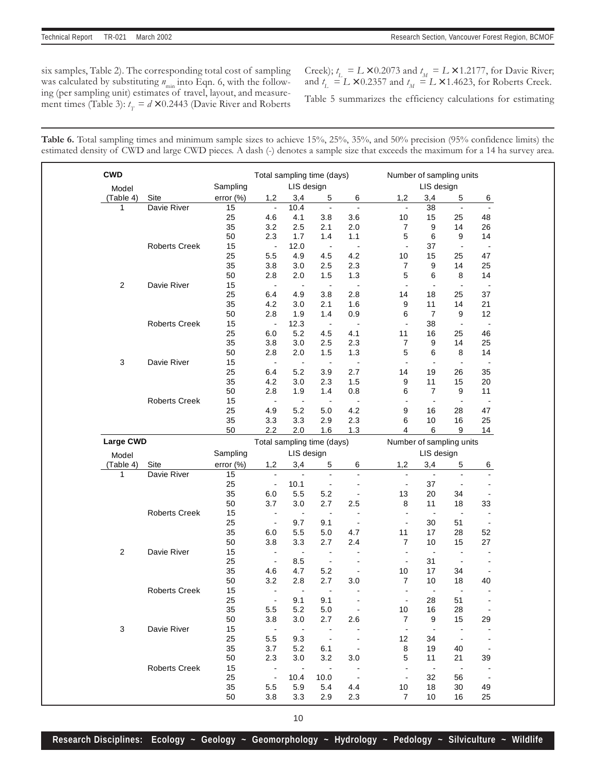six samples, Table 2). The corresponding total cost of sampling was calculated by substituting $n_{min}$ into Eqn. 6, with the following (per sampling unit) estimates of travel, layout, and measurement times (Table 3): $t_T = d \times 0.2443$ (Davie River and Roberts Creek); $t_L = L \times 0.2073$ and $t_M = L \times 1.2177$, for Davie River; and $t_L = L \times 0.2357$ and $t_M = L \times 1.4623$, for Roberts Creek.

Table 5 summarizes the efficiency calculations for estimating

**Table 6.** Total sampling times and minimum sample sizes to achieve 15%, 25%, 35%, and 50% precision (95% confidence limits) the estimated density of CWD and large CWD pieces. A dash (-) denotes a sample size that exceeds the maximum for a 14 ha survey area.

| **CWD** | | | Total sampling time (days) | | | | Number of sampling units | | | |
|---|---|---|---|---|---|---|---|---|---|---|
| Model | | Sampling | LIS design | | | | LIS design | | | |
| (Table 4) | Site | error (%) | 1,2 | 3,4 | 5 | 6 | 1,2 | 3,4 | 5 | 6 |
| 1 | Davie River | 15 | - | 10.4 | - | - | - | 38 | - | - |
| | | 25 | 4.6 | 4.1 | 3.8 | 3.6 | 10 | 15 | 25 | 48 |
| | | 35 | 3.2 | 2.5 | 2.1 | 2.0 | 7 | 9 | 14 | 26 |
| | | 50 | 2.3 | 1.7 | 1.4 | 1.1 | 5 | 6 | 9 | 14 |
| | Roberts Creek | 15 | - | 12.0 | - | - | - | 37 | - | - |
| | | 25 | 5.5 | 4.9 | 4.5 | 4.2 | 10 | 15 | 25 | 47 |
| | | 35 | 3.8 | 3.0 | 2.5 | 2.3 | 7 | 9 | 14 | 25 |
| | | 50 | 2.8 | 2.0 | 1.5 | 1.3 | 5 | 6 | 8 | 14 |
| 2 | Davie River | 15 | - | - | - | - | - | - | - | - |
| | | 25 | 6.4 | 4.9 | 3.8 | 2.8 | 14 | 18 | 25 | 37 |
| | | 35 | 4.2 | 3.0 | 2.1 | 1.6 | 9 | 11 | 14 | 21 |
| | | 50 | 2.8 | 1.9 | 1.4 | 0.9 | 6 | 7 | 9 | 12 |
| | Roberts Creek | 15 | - | 12.3 | - | - | - | 38 | - | - |
| | | 25 | 6.0 | 5.2 | 4.5 | 4.1 | 11 | 16 | 25 | 46 |
| | | 35 | 3.8 | 3.0 | 2.5 | 2.3 | 7 | 9 | 14 | 25 |
| | | 50 | 2.8 | 2.0 | 1.5 | 1.3 | 5 | 6 | 8 | 14 |
| 3 | Davie River | 15 | - | - | - | - | - | - | - | - |
| | | 25 | 6.4 | 5.2 | 3.9 | 2.7 | 14 | 19 | 26 | 35 |
| | | 35 | 4.2 | 3.0 | 2.3 | 1.5 | 9 | 11 | 15 | 20 |
| | | 50 | 2.8 | 1.9 | 1.4 | 0.8 | 6 | 7 | 9 | 11 |
| | Roberts Creek | 15 | - | - | - | - | - | - | - | - |
| | | 25 | 4.9 | 5.2 | 5.0 | 4.2 | 9 | 16 | 28 | 47 |
| | | 35 | 3.3 | 3.3 | 2.9 | 2.3 | 6 | 10 | 16 | 25 |
| | | 50 | 2.2 | 2.0 | 1.6 | 1.3 | 4 | 6 | 9 | 14 |
| **Large CWD** | | | Total sampling time (days) | | | | Number of sampling units | | | |
| Model | | Sampling | LIS design | | | | LIS design | | | |
| (Table 4) | Site | error (%) | 1,2 | 3,4 | 5 | 6 | 1,2 | 3,4 | 5 | 6 |
| 1 | Davie River | 15 | - | - | - | - | - | - | - | - |
| | | 25 | - | 10.1 | - | - | - | 37 | - | - |
| | | 35 | 6.0 | 5.5 | 5.2 | - | 13 | 20 | 34 | - |
| | | 50 | 3.7 | 3.0 | 2.7 | 2.5 | 8 | 11 | 18 | 33 |
| | Roberts Creek | 15 | - | - | - | - | - | - | - | - |
| | | 25 | - | 9.7 | 9.1 | - | - | 30 | 51 | - |
| | | 35 | 6.0 | 5.5 | 5.0 | 4.7 | 11 | 17 | 28 | 52 |
| | | 50 | 3.8 | 3.3 | 2.7 | 2.4 | 7 | 10 | 15 | 27 |
| 2 | Davie River | 15 | - | - | - | - | - | - | - | - |
| | | 25 | - | 8.5 | - | - | - | 31 | - | - |
| | | 35 | 4.6 | 4.7 | 5.2 | - | 10 | 17 | 34 | - |
| | | 50 | 3.2 | 2.8 | 2.7 | 3.0 | 7 | 10 | 18 | 40 |
| | Roberts Creek | 15 | - | - | - | - | - | - | - | - |
| | | 25 | - | 9.1 | 9.1 | - | - | 28 | 51 | - |
| | | 35 | 5.5 | 5.2 | 5.0 | - | 10 | 16 | 28 | - |
| | | 50 | 3.8 | 3.0 | 2.7 | 2.6 | 7 | 9 | 15 | 29 |
| 3 | Davie River | 15 | - | - | - | - | - | - | - | - |
| | | 25 | 5.5 | 9.3 | - | - | 12 | 34 | - | - |
| | | 35 | 3.7 | 5.2 | 6.1 | - | 8 | 19 | 40 | - |
| | | 50 | 2.3 | 3.0 | 3.2 | 3.0 | 5 | 11 | 21 | 39 |
| | Roberts Creek | 15 | - | - | - | - | - | - | - | - |
| | | 25 | - | 10.4 | 10.0 | - | - | 32 | 56 | - |
| | | 35 | 5.5 | 5.9 | 5.4 | 4.4 | 10 | 18 | 30 | 49 |
| | | 50 | 3.8 | 3.3 | 2.9 | 2.3 | 7 | 10 | 16 | 25 |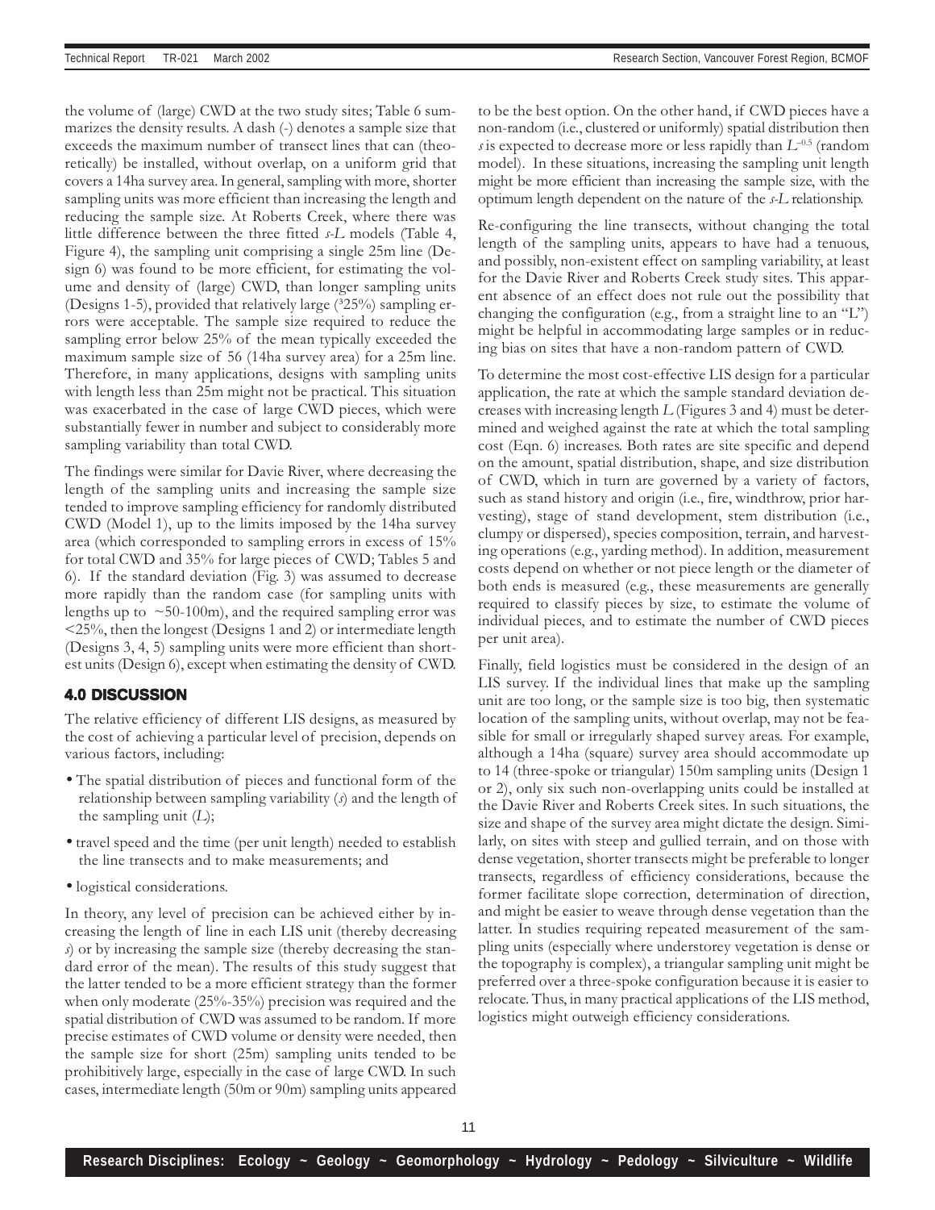the volume of (large) CWD at the two study sites; Table 6 summarizes the density results. A dash (-) denotes a sample size that exceeds the maximum number of transect lines that can (theoretically) be installed, without overlap, on a uniform grid that covers a 14ha survey area. In general, sampling with more, shorter sampling units was more efficient than increasing the length and reducing the sample size. At Roberts Creek, where there was little difference between the three fitted *s-L* models (Table 4, Figure 4), the sampling unit comprising a single 25m line (Design 6) was found to be more efficient, for estimating the volume and density of (large) CWD, than longer sampling units (Designs 1-5), provided that relatively large (³25%) sampling errors were acceptable. The sample size required to reduce the sampling error below 25% of the mean typically exceeded the maximum sample size of 56 (14ha survey area) for a 25m line. Therefore, in many applications, designs with sampling units with length less than 25m might not be practical. This situation was exacerbated in the case of large CWD pieces, which were substantially fewer in number and subject to considerably more sampling variability than total CWD.

The findings were similar for Davie River, where decreasing the length of the sampling units and increasing the sample size tended to improve sampling efficiency for randomly distributed CWD (Model 1), up to the limits imposed by the 14ha survey area (which corresponded to sampling errors in excess of 15% for total CWD and 35% for large pieces of CWD; Tables 5 and 6). If the standard deviation (Fig. 3) was assumed to decrease more rapidly than the random case (for sampling units with lengths up to ~50-100m), and the required sampling error was <25%, then the longest (Designs 1 and 2) or intermediate length (Designs 3, 4, 5) sampling units were more efficient than shortest units (Design 6), except when estimating the density of CWD.

## 4.0 DISCUSSION

The relative efficiency of different LIS designs, as measured by the cost of achieving a particular level of precision, depends on various factors, including:

- The spatial distribution of pieces and functional form of the relationship between sampling variability (*s*) and the length of the sampling unit (*L*);
- travel speed and the time (per unit length) needed to establish the line transects and to make measurements; and
- logistical considerations.

In theory, any level of precision can be achieved either by increasing the length of line in each LIS unit (thereby decreasing *s*) or by increasing the sample size (thereby decreasing the standard error of the mean). The results of this study suggest that the latter tended to be a more efficient strategy than the former when only moderate (25%-35%) precision was required and the spatial distribution of CWD was assumed to be random. If more precise estimates of CWD volume or density were needed, then the sample size for short (25m) sampling units tended to be prohibitively large, especially in the case of large CWD. In such cases, intermediate length (50m or 90m) sampling units appeared to be the best option. On the other hand, if CWD pieces have a non-random (i.e., clustered or uniformly) spatial distribution then *s* is expected to decrease more or less rapidly than $L^{-0.5}$ (random model). In these situations, increasing the sampling unit length might be more efficient than increasing the sample size, with the optimum length dependent on the nature of the *s-L* relationship.

Re-configuring the line transects, without changing the total length of the sampling units, appears to have had a tenuous, and possibly, non-existent effect on sampling variability, at least for the Davie River and Roberts Creek study sites. This apparent absence of an effect does not rule out the possibility that changing the configuration (e.g., from a straight line to an "L") might be helpful in accommodating large samples or in reducing bias on sites that have a non-random pattern of CWD.

To determine the most cost-effective LIS design for a particular application, the rate at which the sample standard deviation decreases with increasing length *L* (Figures 3 and 4) must be determined and weighed against the rate at which the total sampling cost (Eqn. 6) increases. Both rates are site specific and depend on the amount, spatial distribution, shape, and size distribution of CWD, which in turn are governed by a variety of factors, such as stand history and origin (i.e., fire, windthrow, prior harvesting), stage of stand development, stem distribution (i.e., clumpy or dispersed), species composition, terrain, and harvesting operations (e.g., yarding method). In addition, measurement costs depend on whether or not piece length or the diameter of both ends is measured (e.g., these measurements are generally required to classify pieces by size, to estimate the volume of individual pieces, and to estimate the number of CWD pieces per unit area).

Finally, field logistics must be considered in the design of an LIS survey. If the individual lines that make up the sampling unit are too long, or the sample size is too big, then systematic location of the sampling units, without overlap, may not be feasible for small or irregularly shaped survey areas. For example, although a 14ha (square) survey area should accommodate up to 14 (three-spoke or triangular) 150m sampling units (Design 1 or 2), only six such non-overlapping units could be installed at the Davie River and Roberts Creek sites. In such situations, the size and shape of the survey area might dictate the design. Similarly, on sites with steep and gullied terrain, and on those with dense vegetation, shorter transects might be preferable to longer transects, regardless of efficiency considerations, because the former facilitate slope correction, determination of direction, and might be easier to weave through dense vegetation than the latter. In studies requiring repeated measurement of the sampling units (especially where understorey vegetation is dense or the topography is complex), a triangular sampling unit might be preferred over a three-spoke configuration because it is easier to relocate. Thus, in many practical applications of the LIS method, logistics might outweigh efficiency considerations.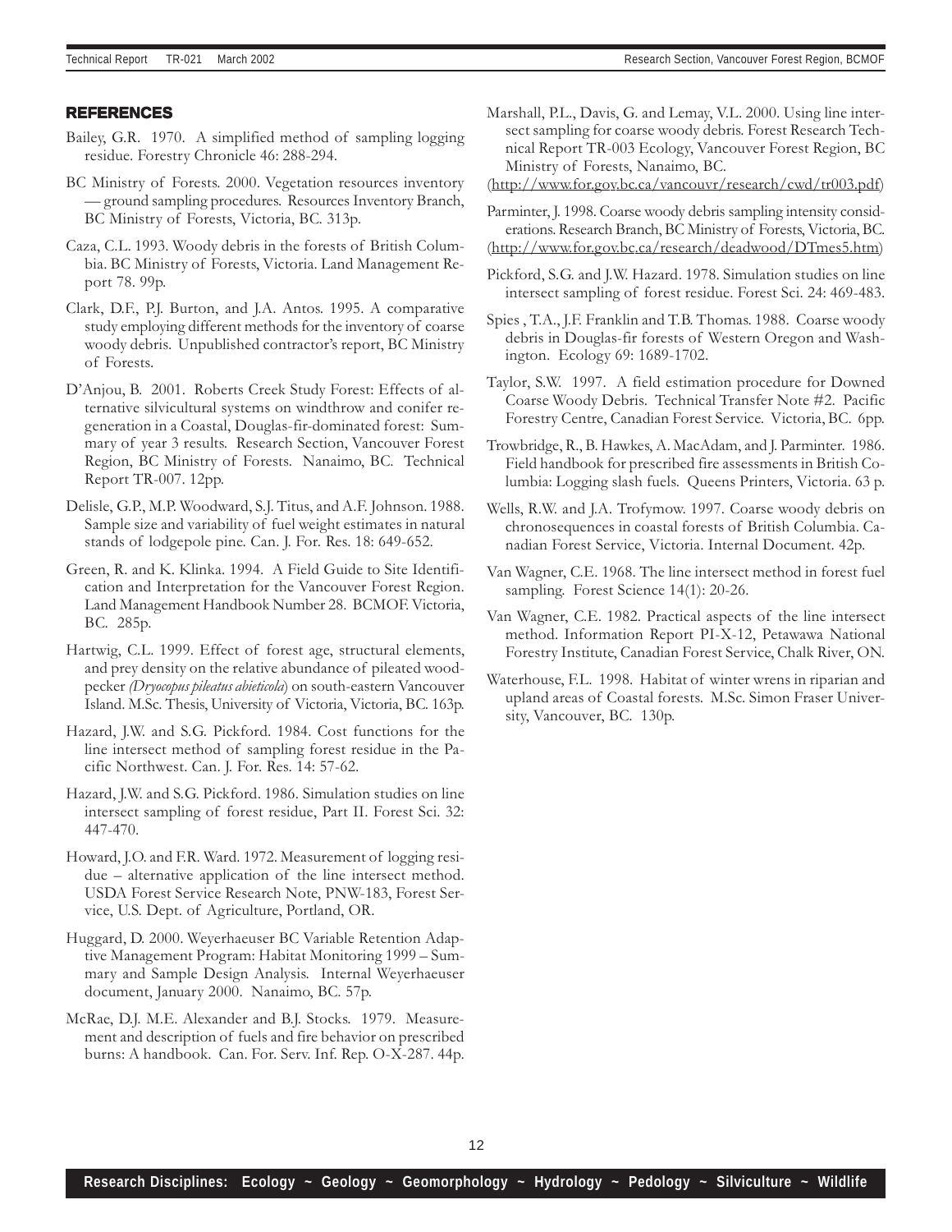## REFERENCES

Bailey, G.R. 1970. A simplified method of sampling logging residue. Forestry Chronicle 46: 288-294.

BC Ministry of Forests. 2000. Vegetation resources inventory — ground sampling procedures. Resources Inventory Branch, BC Ministry of Forests, Victoria, BC. 313p.

Caza, C.L. 1993. Woody debris in the forests of British Columbia. BC Ministry of Forests, Victoria. Land Management Report 78. 99p.

Clark, D.F., P.J. Burton, and J.A. Antos. 1995. A comparative study employing different methods for the inventory of coarse woody debris. Unpublished contractor's report, BC Ministry of Forests.

D'Anjou, B. 2001. Roberts Creek Study Forest: Effects of alternative silvicultural systems on windthrow and conifer regeneration in a Coastal, Douglas-fir-dominated forest: Summary of year 3 results. Research Section, Vancouver Forest Region, BC Ministry of Forests. Nanaimo, BC. Technical Report TR-007. 12pp.

Delisle, G.P., M.P. Woodward, S.J. Titus, and A.F. Johnson. 1988. Sample size and variability of fuel weight estimates in natural stands of lodgepole pine. Can. J. For. Res. 18: 649-652.

Green, R. and K. Klinka. 1994. A Field Guide to Site Identification and Interpretation for the Vancouver Forest Region. Land Management Handbook Number 28. BCMOF. Victoria, BC. 285p.

Hartwig, C.L. 1999. Effect of forest age, structural elements, and prey density on the relative abundance of pileated woodpecker *(Dryocopus pileatus abieticola)* on south-eastern Vancouver Island. M.Sc. Thesis, University of Victoria, Victoria, BC. 163p.

Hazard, J.W. and S.G. Pickford. 1984. Cost functions for the line intersect method of sampling forest residue in the Pacific Northwest. Can. J. For. Res. 14: 57-62.

Hazard, J.W. and S.G. Pickford. 1986. Simulation studies on line intersect sampling of forest residue, Part II. Forest Sci. 32: 447-470.

Howard, J.O. and F.R. Ward. 1972. Measurement of logging residue – alternative application of the line intersect method. USDA Forest Service Research Note, PNW-183, Forest Service, U.S. Dept. of Agriculture, Portland, OR.

Huggard, D. 2000. Weyerhaeuser BC Variable Retention Adaptive Management Program: Habitat Monitoring 1999 – Summary and Sample Design Analysis. Internal Weyerhaeuser document, January 2000. Nanaimo, BC. 57p.

McRae, D.J. M.E. Alexander and B.J. Stocks. 1979. Measurement and description of fuels and fire behavior on prescribed burns: A handbook. Can. For. Serv. Inf. Rep. O-X-287. 44p.

Marshall, P.L., Davis, G. and Lemay, V.L. 2000. Using line intersect sampling for coarse woody debris. Forest Research Technical Report TR-003 Ecology, Vancouver Forest Region, BC Ministry of Forests, Nanaimo, BC. (http://www.for.gov.bc.ca/vancouvr/research/cwd/tr003.pdf)

Parminter, J. 1998. Coarse woody debris sampling intensity considerations. Research Branch, BC Ministry of Forests, Victoria, BC. (http://www.for.gov.bc.ca/research/deadwood/DTmes5.htm)

Pickford, S.G. and J.W. Hazard. 1978. Simulation studies on line intersect sampling of forest residue. Forest Sci. 24: 469-483.

Spies , T.A., J.F. Franklin and T.B. Thomas. 1988. Coarse woody debris in Douglas-fir forests of Western Oregon and Washington. Ecology 69: 1689-1702.

Taylor, S.W. 1997. A field estimation procedure for Downed Coarse Woody Debris. Technical Transfer Note #2. Pacific Forestry Centre, Canadian Forest Service. Victoria, BC. 6pp.

Trowbridge, R., B. Hawkes, A. MacAdam, and J. Parminter. 1986. Field handbook for prescribed fire assessments in British Columbia: Logging slash fuels. Queens Printers, Victoria. 63 p.

Wells, R.W. and J.A. Trofymow. 1997. Coarse woody debris on chronosequences in coastal forests of British Columbia. Canadian Forest Service, Victoria. Internal Document. 42p.

Van Wagner, C.E. 1968. The line intersect method in forest fuel sampling. Forest Science 14(1): 20-26.

Van Wagner, C.E. 1982. Practical aspects of the line intersect method. Information Report PI-X-12, Petawawa National Forestry Institute, Canadian Forest Service, Chalk River, ON.

Waterhouse, F.L. 1998. Habitat of winter wrens in riparian and upland areas of Coastal forests. M.Sc. Simon Fraser University, Vancouver, BC. 130p.